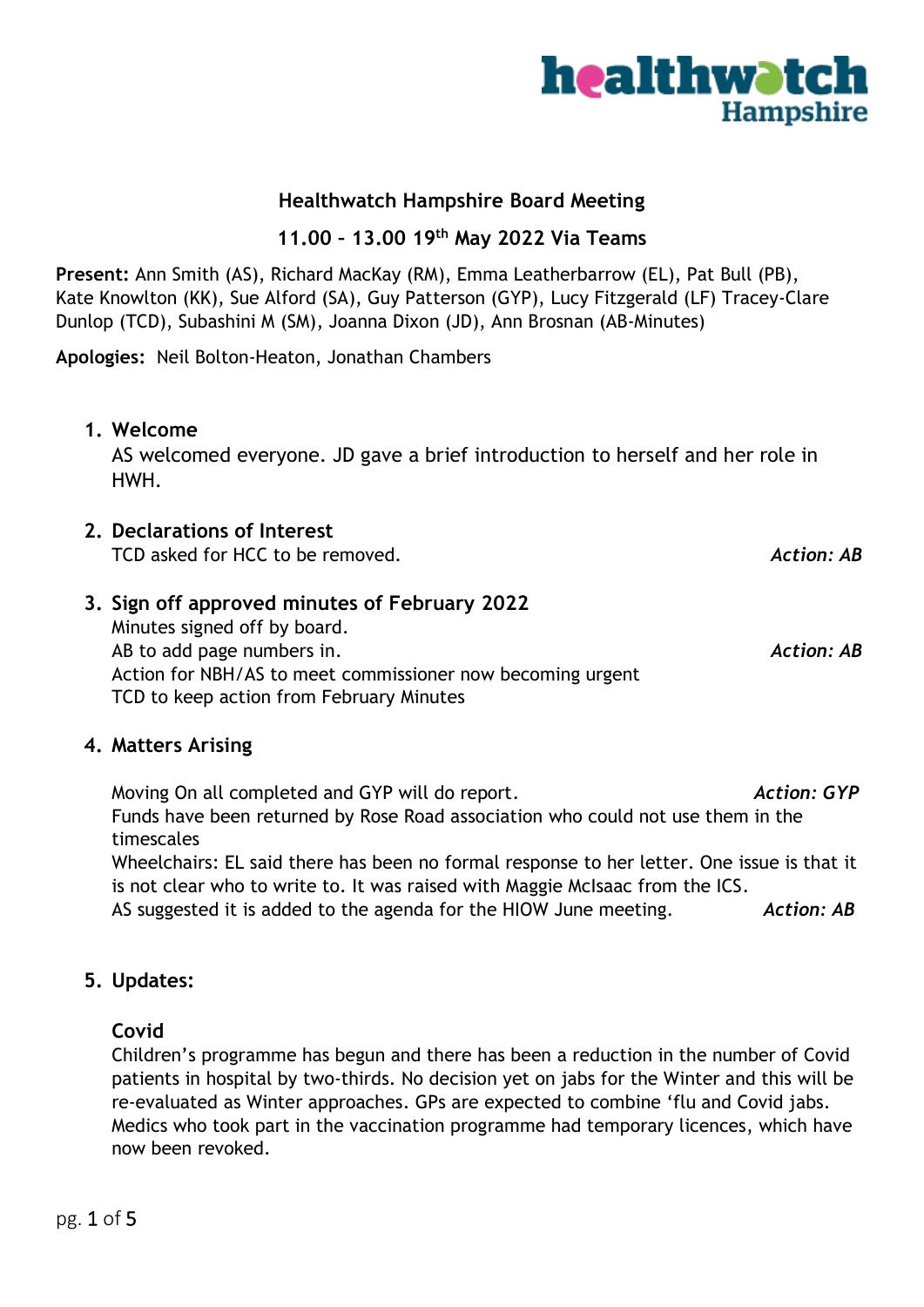# Healthwatch Hampshire Board Meeting

## 11.00 – 13.00 19th May 2022 Via Teams

**Present:** Ann Smith (AS), Richard MacKay (RM), Emma Leatherbarrow (EL), Pat Bull (PB), Kate Knowlton (KK), Sue Alford (SA), Guy Patterson (GYP), Lucy Fitzgerald (LF) Tracey-Clare Dunlop (TCD), Subashini M (SM), Joanna Dixon (JD), Ann Brosnan (AB-Minutes)

**Apologies:** Neil Bolton-Heaton, Jonathan Chambers

1. **Welcome**

   AS welcomed everyone. JD gave a brief introduction to herself and her role in HWH.

2. **Declarations of Interest**

   TCD asked for HCC to be removed. *Action: AB*

3. **Sign off approved minutes of February 2022**

   Minutes signed off by board.
   AB to add page numbers in. *Action: AB*
   Action for NBH/AS to meet commissioner now becoming urgent
   TCD to keep action from February Minutes

4. **Matters Arising**

   Moving On all completed and GYP will do report. *Action: GYP*
   Funds have been returned by Rose Road association who could not use them in the timescales
   Wheelchairs: EL said there has been no formal response to her letter. One issue is that it is not clear who to write to. It was raised with Maggie McIsaac from the ICS.
   AS suggested it is added to the agenda for the HIOW June meeting. *Action: AB*

5. **Updates:**

   **Covid**

   Children's programme has begun and there has been a reduction in the number of Covid patients in hospital by two-thirds. No decision yet on jabs for the Winter and this will be re-evaluated as Winter approaches. GPs are expected to combine 'flu and Covid jabs. Medics who took part in the vaccination programme had temporary licences, which have now been revoked.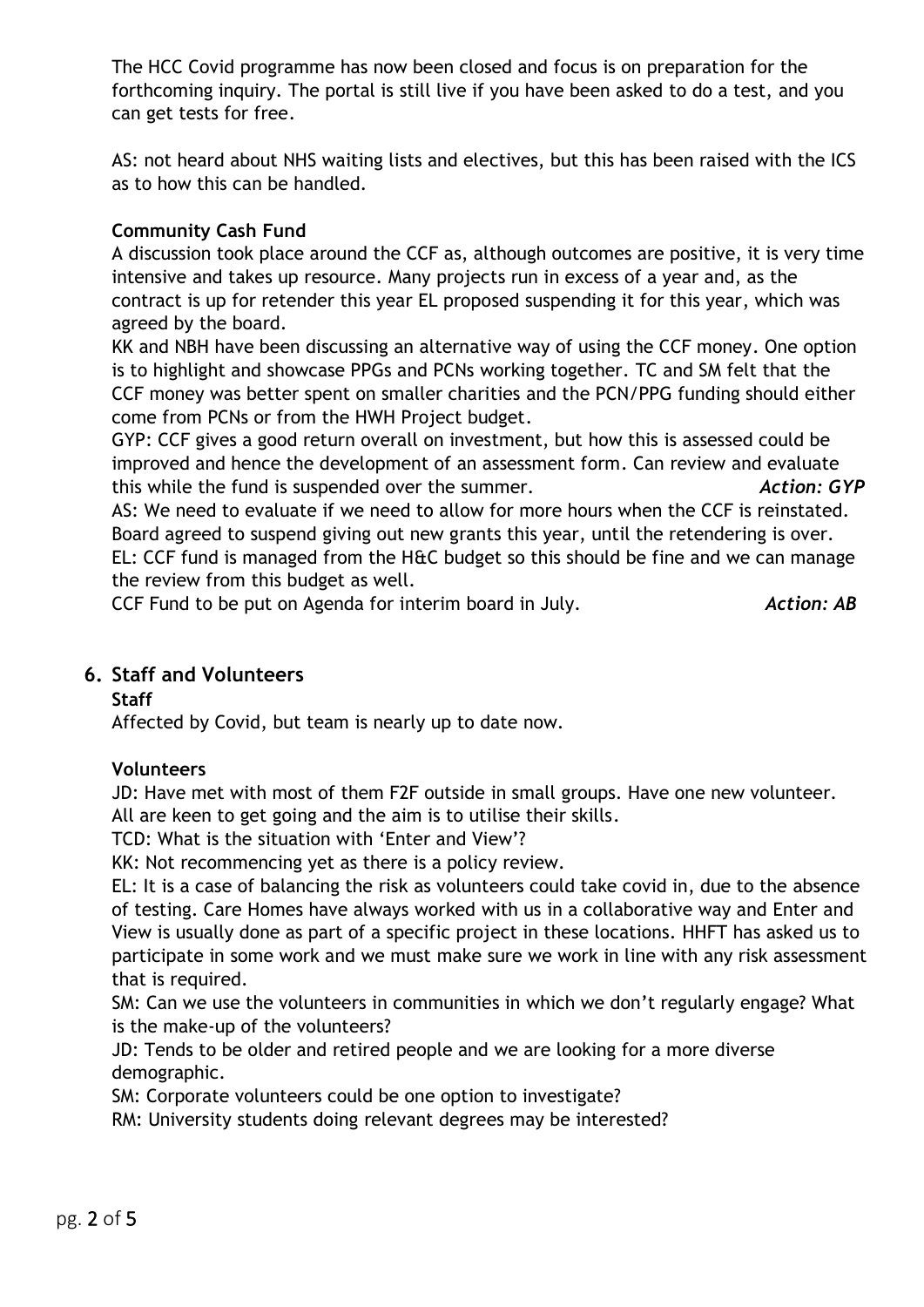The HCC Covid programme has now been closed and focus is on preparation for the forthcoming inquiry. The portal is still live if you have been asked to do a test, and you can get tests for free.

AS: not heard about NHS waiting lists and electives, but this has been raised with the ICS as to how this can be handled.

**Community Cash Fund**

A discussion took place around the CCF as, although outcomes are positive, it is very time intensive and takes up resource. Many projects run in excess of a year and, as the contract is up for retender this year EL proposed suspending it for this year, which was agreed by the board.

KK and NBH have been discussing an alternative way of using the CCF money. One option is to highlight and showcase PPGs and PCNs working together. TC and SM felt that the CCF money was better spent on smaller charities and the PCN/PPG funding should either come from PCNs or from the HWH Project budget.

GYP: CCF gives a good return overall on investment, but how this is assessed could be improved and hence the development of an assessment form. Can review and evaluate this while the fund is suspended over the summer. ***Action: GYP***

AS: We need to evaluate if we need to allow for more hours when the CCF is reinstated. Board agreed to suspend giving out new grants this year, until the retendering is over.

EL: CCF fund is managed from the H&C budget so this should be fine and we can manage the review from this budget as well.

CCF Fund to be put on Agenda for interim board in July. ***Action: AB***

## 6. Staff and Volunteers

**Staff**

Affected by Covid, but team is nearly up to date now.

**Volunteers**

JD: Have met with most of them F2F outside in small groups. Have one new volunteer. All are keen to get going and the aim is to utilise their skills.

TCD: What is the situation with 'Enter and View'?

KK: Not recommencing yet as there is a policy review.

EL: It is a case of balancing the risk as volunteers could take covid in, due to the absence of testing. Care Homes have always worked with us in a collaborative way and Enter and View is usually done as part of a specific project in these locations. HHFT has asked us to participate in some work and we must make sure we work in line with any risk assessment that is required.

SM: Can we use the volunteers in communities in which we don't regularly engage? What is the make-up of the volunteers?

JD: Tends to be older and retired people and we are looking for a more diverse demographic.

SM: Corporate volunteers could be one option to investigate?

RM: University students doing relevant degrees may be interested?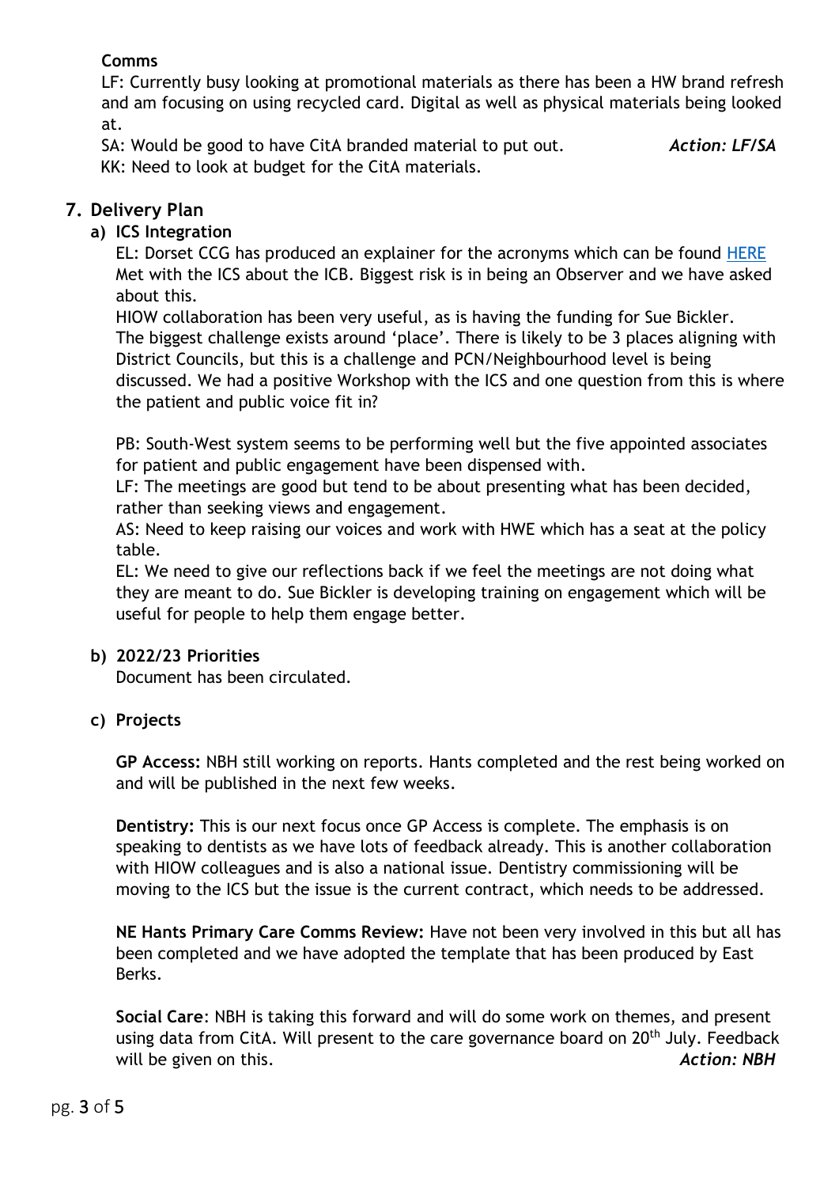**Comms**

LF: Currently busy looking at promotional materials as there has been a HW brand refresh and am focusing on using recycled card. Digital as well as physical materials being looked at.

SA: Would be good to have CitA branded material to put out. ***Action: LF/SA***

KK: Need to look at budget for the CitA materials.

## 7. Delivery Plan

### a) ICS Integration

EL: Dorset CCG has produced an explainer for the acronyms which can be found [HERE]
Met with the ICS about the ICB. Biggest risk is in being an Observer and we have asked about this.
HIOW collaboration has been very useful, as is having the funding for Sue Bickler.
The biggest challenge exists around 'place'. There is likely to be 3 places aligning with District Councils, but this is a challenge and PCN/Neighbourhood level is being discussed. We had a positive Workshop with the ICS and one question from this is where the patient and public voice fit in?

PB: South-West system seems to be performing well but the five appointed associates for patient and public engagement have been dispensed with.
LF: The meetings are good but tend to be about presenting what has been decided, rather than seeking views and engagement.
AS: Need to keep raising our voices and work with HWE which has a seat at the policy table.
EL: We need to give our reflections back if we feel the meetings are not doing what they are meant to do. Sue Bickler is developing training on engagement which will be useful for people to help them engage better.

### b) 2022/23 Priorities

Document has been circulated.

### c) Projects

**GP Access:** NBH still working on reports. Hants completed and the rest being worked on and will be published in the next few weeks.

**Dentistry:** This is our next focus once GP Access is complete. The emphasis is on speaking to dentists as we have lots of feedback already. This is another collaboration with HIOW colleagues and is also a national issue. Dentistry commissioning will be moving to the ICS but the issue is the current contract, which needs to be addressed.

**NE Hants Primary Care Comms Review:** Have not been very involved in this but all has been completed and we have adopted the template that has been produced by East Berks.

**Social Care**: NBH is taking this forward and will do some work on themes, and present using data from CitA. Will present to the care governance board on 20th July. Feedback will be given on this. ***Action: NBH***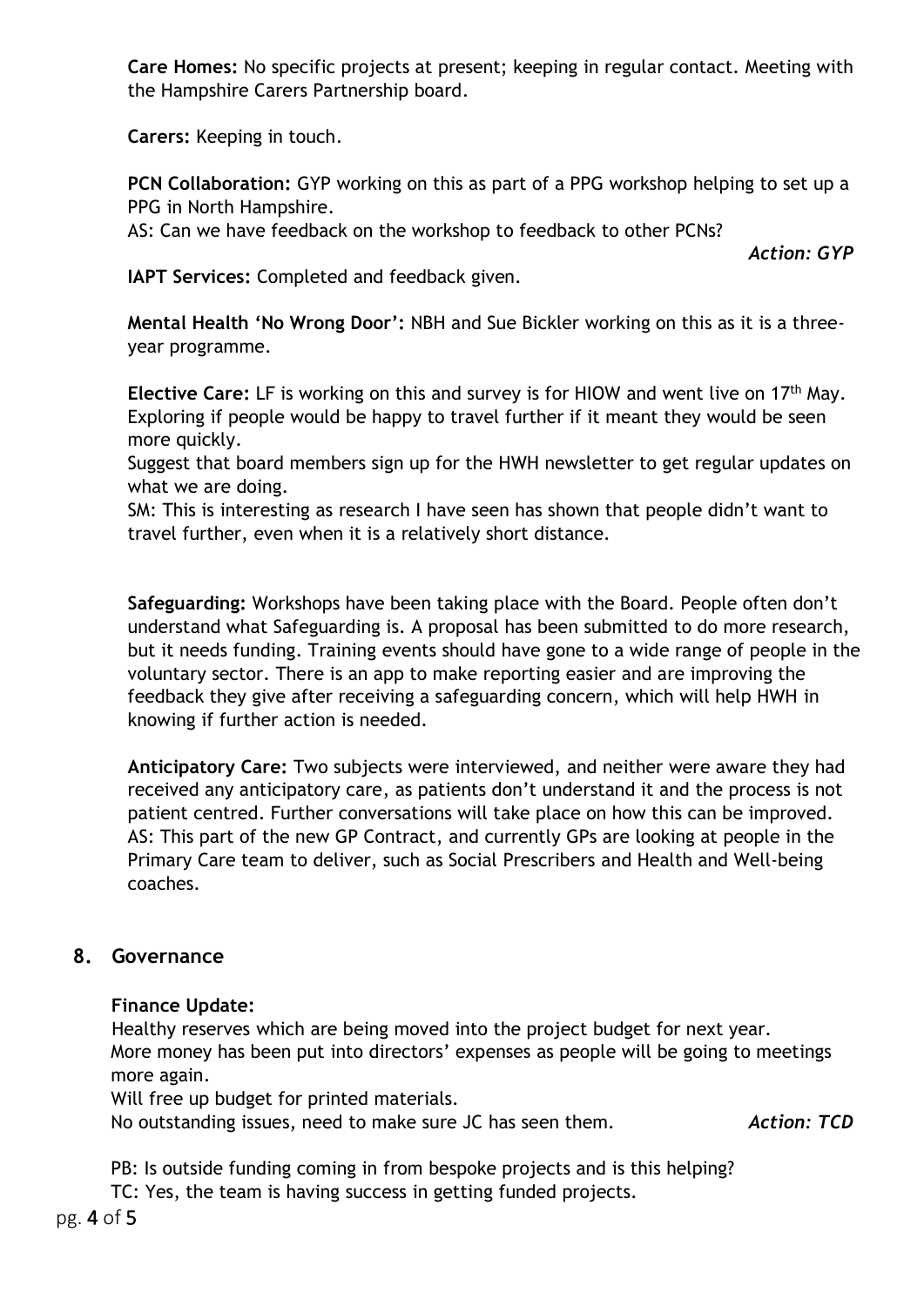**Care Homes:** No specific projects at present; keeping in regular contact. Meeting with the Hampshire Carers Partnership board.

**Carers:** Keeping in touch.

**PCN Collaboration:** GYP working on this as part of a PPG workshop helping to set up a PPG in North Hampshire.
AS: Can we have feedback on the workshop to feedback to other PCNs?

***Action: GYP***

**IAPT Services:** Completed and feedback given.

**Mental Health 'No Wrong Door':** NBH and Sue Bickler working on this as it is a three-year programme.

**Elective Care:** LF is working on this and survey is for HIOW and went live on 17th May. Exploring if people would be happy to travel further if it meant they would be seen more quickly.
Suggest that board members sign up for the HWH newsletter to get regular updates on what we are doing.
SM: This is interesting as research I have seen has shown that people didn't want to travel further, even when it is a relatively short distance.

**Safeguarding:** Workshops have been taking place with the Board. People often don't understand what Safeguarding is. A proposal has been submitted to do more research, but it needs funding. Training events should have gone to a wide range of people in the voluntary sector. There is an app to make reporting easier and are improving the feedback they give after receiving a safeguarding concern, which will help HWH in knowing if further action is needed.

**Anticipatory Care:** Two subjects were interviewed, and neither were aware they had received any anticipatory care, as patients don't understand it and the process is not patient centred. Further conversations will take place on how this can be improved.
AS: This part of the new GP Contract, and currently GPs are looking at people in the Primary Care team to deliver, such as Social Prescribers and Health and Well-being coaches.

## 8. Governance

**Finance Update:**
Healthy reserves which are being moved into the project budget for next year.
More money has been put into directors' expenses as people will be going to meetings more again.
Will free up budget for printed materials.
No outstanding issues, need to make sure JC has seen them. ***Action: TCD***

PB: Is outside funding coming in from bespoke projects and is this helping?
TC: Yes, the team is having success in getting funded projects.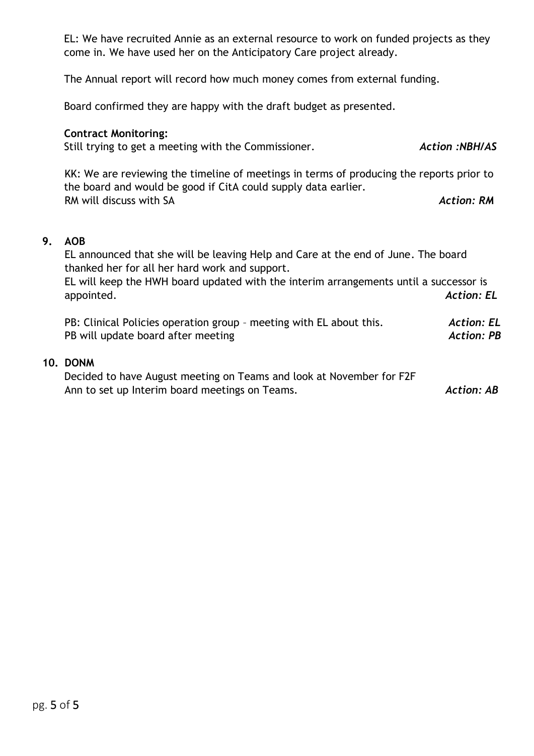EL: We have recruited Annie as an external resource to work on funded projects as they come in. We have used her on the Anticipatory Care project already.

The Annual report will record how much money comes from external funding.

Board confirmed they are happy with the draft budget as presented.

**Contract Monitoring:**
Still trying to get a meeting with the Commissioner. ***Action :NBH/AS***

KK: We are reviewing the timeline of meetings in terms of producing the reports prior to the board and would be good if CitA could supply data earlier.
RM will discuss with SA ***Action: RM***

**9. AOB**

EL announced that she will be leaving Help and Care at the end of June. The board thanked her for all her hard work and support.
EL will keep the HWH board updated with the interim arrangements until a successor is appointed. ***Action: EL***

PB: Clinical Policies operation group – meeting with EL about this. ***Action: EL***
PB will update board after meeting ***Action: PB***

**10. DONM**

Decided to have August meeting on Teams and look at November for F2F
Ann to set up Interim board meetings on Teams. ***Action: AB***